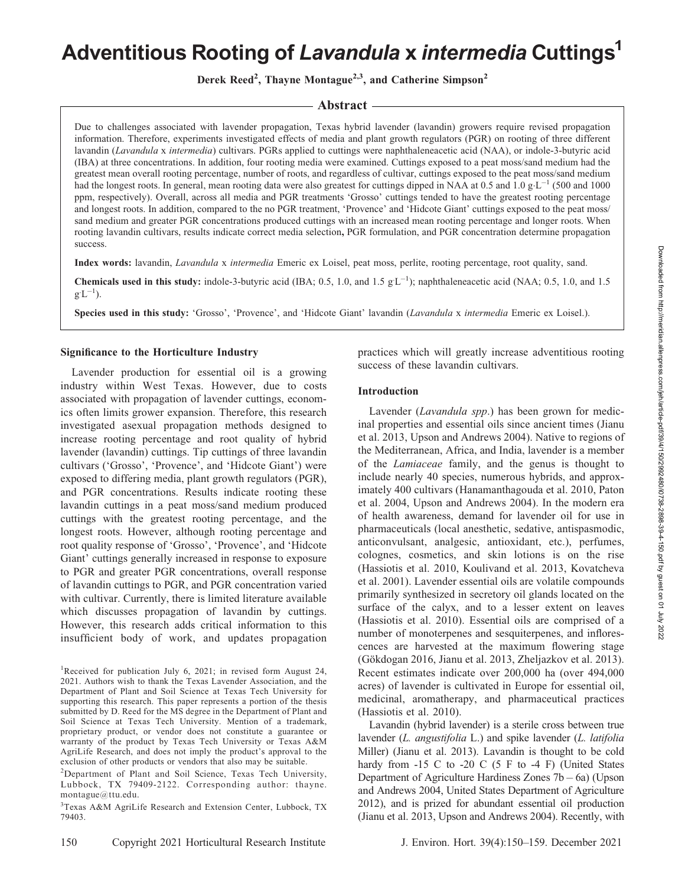# Adventitious Rooting of *Lavandula* x *intermedia* Cuttings[1]

**Derek Reed[2], Thayne Montague[2,3], and Catherine Simpson[2]**

## Abstract

Due to challenges associated with lavender propagation, Texas hybrid lavender (lavandin) growers require revised propagation information. Therefore, experiments investigated effects of media and plant growth regulators (PGR) on rooting of three different lavandin (*Lavandula* x *intermedia*) cultivars. PGRs applied to cuttings were naphthaleneacetic acid (NAA), or indole-3-butyric acid (IBA) at three concentrations. In addition, four rooting media were examined. Cuttings exposed to a peat moss/sand medium had the greatest mean overall rooting percentage, number of roots, and regardless of cultivar, cuttings exposed to the peat moss/sand medium had the longest roots. In general, mean rooting data were also greatest for cuttings dipped in NAA at 0.5 and 1.0 $g \cdot L^{-1}$ (500 and 1000 ppm, respectively). Overall, across all media and PGR treatments 'Grosso' cuttings tended to have the greatest rooting percentage and longest roots. In addition, compared to the no PGR treatment, 'Provence' and 'Hidcote Giant' cuttings exposed to the peat moss/sand medium and greater PGR concentrations produced cuttings with an increased mean rooting percentage and longer roots. When rooting lavandin cultivars, results indicate correct media selection**,** PGR formulation, and PGR concentration determine propagation success.

**Index words:** lavandin, *Lavandula* x *intermedia* Emeric ex Loisel, peat moss, perlite, rooting percentage, root quality, sand.

**Chemicals used in this study:** indole-3-butyric acid (IBA; 0.5, 1.0, and 1.5 $g \cdot L^{-1}$); naphthaleneacetic acid (NAA; 0.5, 1.0, and 1.5 $g \cdot L^{-1}$).

**Species used in this study:** 'Grosso', 'Provence', and 'Hidcote Giant' lavandin (*Lavandula* x *intermedia* Emeric ex Loisel.).

### Significance to the Horticulture Industry

Lavender production for essential oil is a growing industry within West Texas. However, due to costs associated with propagation of lavender cuttings, economics often limits grower expansion. Therefore, this research investigated asexual propagation methods designed to increase rooting percentage and root quality of hybrid lavender (lavandin) cuttings. Tip cuttings of three lavandin cultivars ('Grosso', 'Provence', and 'Hidcote Giant') were exposed to differing media, plant growth regulators (PGR), and PGR concentrations. Results indicate rooting these lavandin cuttings in a peat moss/sand medium produced cuttings with the greatest rooting percentage, and the longest roots. However, although rooting percentage and root quality response of 'Grosso', 'Provence', and 'Hidcote Giant' cuttings generally increased in response to exposure to PGR and greater PGR concentrations, overall response of lavandin cuttings to PGR, and PGR concentration varied with cultivar. Currently, there is limited literature available which discusses propagation of lavandin by cuttings. However, this research adds critical information to this insufficient body of work, and updates propagation practices which will greatly increase adventitious rooting success of these lavandin cultivars.

### Introduction

Lavender (*Lavandula spp.*) has been grown for medicinal properties and essential oils since ancient times (Jianu et al. 2013, Upson and Andrews 2004). Native to regions of the Mediterranean, Africa, and India, lavender is a member of the *Lamiaceae* family, and the genus is thought to include nearly 40 species, numerous hybrids, and approximately 400 cultivars (Hanamanthagouda et al. 2010, Paton et al. 2004, Upson and Andrews 2004). In the modern era of health awareness, demand for lavender oil for use in pharmaceuticals (local anesthetic, sedative, antispasmodic, anticonvulsant, analgesic, antioxidant, etc.), perfumes, colognes, cosmetics, and skin lotions is on the rise (Hassiotis et al. 2010, Koulivand et al. 2013, Kovatcheva et al. 2001). Lavender essential oils are volatile compounds primarily synthesized in secretory oil glands located on the surface of the calyx, and to a lesser extent on leaves (Hassiotis et al. 2010). Essential oils are comprised of a number of monoterpenes and sesquiterpenes, and inflorescences are harvested at the maximum flowering stage (Gökdogan 2016, Jianu et al. 2013, Zheljazkov et al. 2013). Recent estimates indicate over 200,000 ha (over 494,000 acres) of lavender is cultivated in Europe for essential oil, medicinal, aromatherapy, and pharmaceutical practices (Hassiotis et al. 2010).

Lavandin (hybrid lavender) is a sterile cross between true lavender (*L. angustifolia* L.) and spike lavender (*L. latifolia* Miller) (Jianu et al. 2013). Lavandin is thought to be cold hardy from -15 C to -20 C (5 F to -4 F) (United States Department of Agriculture Hardiness Zones 7b – 6a) (Upson and Andrews 2004, United States Department of Agriculture 2012), and is prized for abundant essential oil production (Jianu et al. 2013, Upson and Andrews 2004). Recently, with

---

[1]Received for publication July 6, 2021; in revised form August 24, 2021. Authors wish to thank the Texas Lavender Association, and the Department of Plant and Soil Science at Texas Tech University for supporting this research. This paper represents a portion of the thesis submitted by D. Reed for the MS degree in the Department of Plant and Soil Science at Texas Tech University. Mention of a trademark, proprietary product, or vendor does not constitute a guarantee or warranty of the product by Texas Tech University or Texas A&M AgriLife Research, and does not imply the product's approval to the exclusion of other products or vendors that also may be suitable.

[2]Department of Plant and Soil Science, Texas Tech University, Lubbock, TX 79409-2122. Corresponding author: thayne.montague@ttu.edu.

[3]Texas A&M AgriLife Research and Extension Center, Lubbock, TX 79403.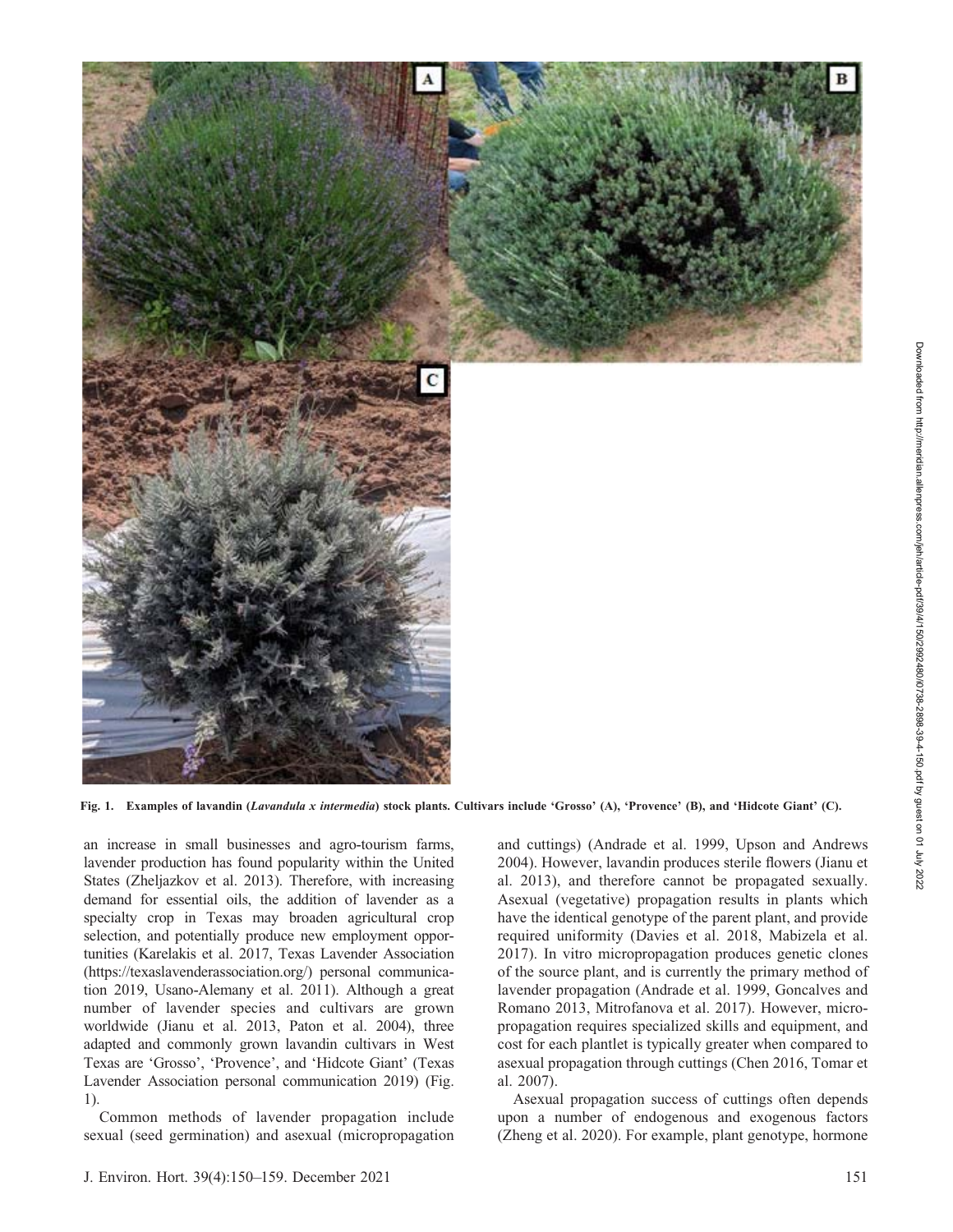Fig. 1. Examples of lavandin (*Lavandula x intermedia*) stock plants. Cultivars include 'Grosso' (A), 'Provence' (B), and 'Hidcote Giant' (C).

an increase in small businesses and agro-tourism farms, lavender production has found popularity within the United States (Zheljazkov et al. 2013). Therefore, with increasing demand for essential oils, the addition of lavender as a specialty crop in Texas may broaden agricultural crop selection, and potentially produce new employment opportunities (Karelakis et al. 2017, Texas Lavender Association (https://texaslavenderassociation.org/) personal communication 2019, Usano-Alemany et al. 2011). Although a great number of lavender species and cultivars are grown worldwide (Jianu et al. 2013, Paton et al. 2004), three adapted and commonly grown lavandin cultivars in West Texas are 'Grosso', 'Provence', and 'Hidcote Giant' (Texas Lavender Association personal communication 2019) (Fig. 1).

Common methods of lavender propagation include sexual (seed germination) and asexual (micropropagation and cuttings) (Andrade et al. 1999, Upson and Andrews 2004). However, lavandin produces sterile flowers (Jianu et al. 2013), and therefore cannot be propagated sexually. Asexual (vegetative) propagation results in plants which have the identical genotype of the parent plant, and provide required uniformity (Davies et al. 2018, Mabizela et al. 2017). In vitro micropropagation produces genetic clones of the source plant, and is currently the primary method of lavender propagation (Andrade et al. 1999, Goncalves and Romano 2013, Mitrofanova et al. 2017). However, micropropagation requires specialized skills and equipment, and cost for each plantlet is typically greater when compared to asexual propagation through cuttings (Chen 2016, Tomar et al. 2007).

Asexual propagation success of cuttings often depends upon a number of endogenous and exogenous factors (Zheng et al. 2020). For example, plant genotype, hormone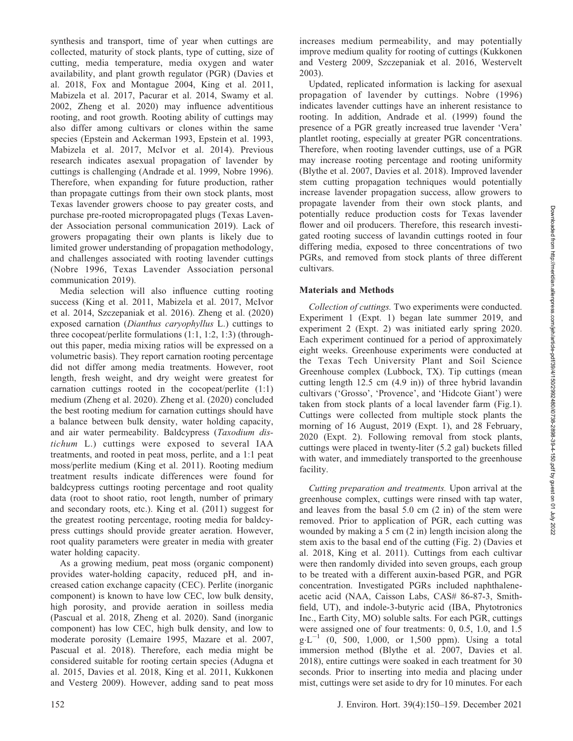synthesis and transport, time of year when cuttings are collected, maturity of stock plants, type of cutting, size of cutting, media temperature, media oxygen and water availability, and plant growth regulator (PGR) (Davies et al. 2018, Fox and Montague 2004, King et al. 2011, Mabizela et al. 2017, Pacurar et al. 2014, Swamy et al. 2002, Zheng et al. 2020) may influence adventitious rooting, and root growth. Rooting ability of cuttings may also differ among cultivars or clones within the same species (Epstein and Ackerman 1993, Epstein et al. 1993, Mabizela et al. 2017, McIvor et al. 2014). Previous research indicates asexual propagation of lavender by cuttings is challenging (Andrade et al. 1999, Nobre 1996). Therefore, when expanding for future production, rather than propagate cuttings from their own stock plants, most Texas lavender growers choose to pay greater costs, and purchase pre-rooted micropropagated plugs (Texas Lavender Association personal communication 2019). Lack of growers propagating their own plants is likely due to limited grower understanding of propagation methodology, and challenges associated with rooting lavender cuttings (Nobre 1996, Texas Lavender Association personal communication 2019).

Media selection will also influence cutting rooting success (King et al. 2011, Mabizela et al. 2017, McIvor et al. 2014, Szczepaniak et al. 2016). Zheng et al. (2020) exposed carnation (*Dianthus caryophyllus* L.) cuttings to three cocopeat/perlite formulations (1:1, 1:2, 1:3) (throughout this paper, media mixing ratios will be expressed on a volumetric basis). They report carnation rooting percentage did not differ among media treatments. However, root length, fresh weight, and dry weight were greatest for carnation cuttings rooted in the cocopeat/perlite (1:1) medium (Zheng et al. 2020). Zheng et al. (2020) concluded the best rooting medium for carnation cuttings should have a balance between bulk density, water holding capacity, and air water permeability. Baldcypress (*Taxodium distichum* L.) cuttings were exposed to several IAA treatments, and rooted in peat moss, perlite, and a 1:1 peat moss/perlite medium (King et al. 2011). Rooting medium treatment results indicate differences were found for baldcypress cuttings rooting percentage and root quality data (root to shoot ratio, root length, number of primary and secondary roots, etc.). King et al. (2011) suggest for the greatest rooting percentage, rooting media for baldcypress cuttings should provide greater aeration. However, root quality parameters were greater in media with greater water holding capacity.

As a growing medium, peat moss (organic component) provides water-holding capacity, reduced pH, and increased cation exchange capacity (CEC). Perlite (inorganic component) is known to have low CEC, low bulk density, high porosity, and provide aeration in soilless media (Pascual et al. 2018, Zheng et al. 2020). Sand (inorganic component) has low CEC, high bulk density, and low to moderate porosity (Lemaire 1995, Mazare et al. 2007, Pascual et al. 2018). Therefore, each media might be considered suitable for rooting certain species (Adugna et al. 2015, Davies et al. 2018, King et al. 2011, Kukkonen and Vesterg 2009). However, adding sand to peat moss increases medium permeability, and may potentially improve medium quality for rooting of cuttings (Kukkonen and Vesterg 2009, Szczepaniak et al. 2016, Westervelt 2003).

Updated, replicated information is lacking for asexual propagation of lavender by cuttings. Nobre (1996) indicates lavender cuttings have an inherent resistance to rooting. In addition, Andrade et al. (1999) found the presence of a PGR greatly increased true lavender 'Vera' plantlet rooting, especially at greater PGR concentrations. Therefore, when rooting lavender cuttings, use of a PGR may increase rooting percentage and rooting uniformity (Blythe et al. 2007, Davies et al. 2018). Improved lavender stem cutting propagation techniques would potentially increase lavender propagation success, allow growers to propagate lavender from their own stock plants, and potentially reduce production costs for Texas lavender flower and oil producers. Therefore, this research investigated rooting success of lavandin cuttings rooted in four differing media, exposed to three concentrations of two PGRs, and removed from stock plants of three different cultivars.

## Materials and Methods

*Collection of cuttings.* Two experiments were conducted. Experiment 1 (Expt. 1) began late summer 2019, and experiment 2 (Expt. 2) was initiated early spring 2020. Each experiment continued for a period of approximately eight weeks. Greenhouse experiments were conducted at the Texas Tech University Plant and Soil Science Greenhouse complex (Lubbock, TX). Tip cuttings (mean cutting length 12.5 cm (4.9 in)) of three hybrid lavandin cultivars ('Grosso', 'Provence', and 'Hidcote Giant') were taken from stock plants of a local lavender farm (Fig.1). Cuttings were collected from multiple stock plants the morning of 16 August, 2019 (Expt. 1), and 28 February, 2020 (Expt. 2). Following removal from stock plants, cuttings were placed in twenty-liter (5.2 gal) buckets filled with water, and immediately transported to the greenhouse facility.

*Cutting preparation and treatments.* Upon arrival at the greenhouse complex, cuttings were rinsed with tap water, and leaves from the basal 5.0 cm (2 in) of the stem were removed. Prior to application of PGR, each cutting was wounded by making a 5 cm (2 in) length incision along the stem axis to the basal end of the cutting (Fig. 2) (Davies et al. 2018, King et al. 2011). Cuttings from each cultivar were then randomly divided into seven groups, each group to be treated with a different auxin-based PGR, and PGR concentration. Investigated PGRs included naphthaleneacetic acid (NAA, Caisson Labs, CAS# 86-87-3, Smithfield, UT), and indole-3-butyric acid (IBA, Phytotronics Inc., Earth City, MO) soluble salts. For each PGR, cuttings were assigned one of four treatments: 0, 0.5, 1.0, and 1.5 $g \cdot L^{-1}$ (0, 500, 1,000, or 1,500 ppm). Using a total immersion method (Blythe et al. 2007, Davies et al. 2018), entire cuttings were soaked in each treatment for 30 seconds. Prior to inserting into media and placing under mist, cuttings were set aside to dry for 10 minutes. For each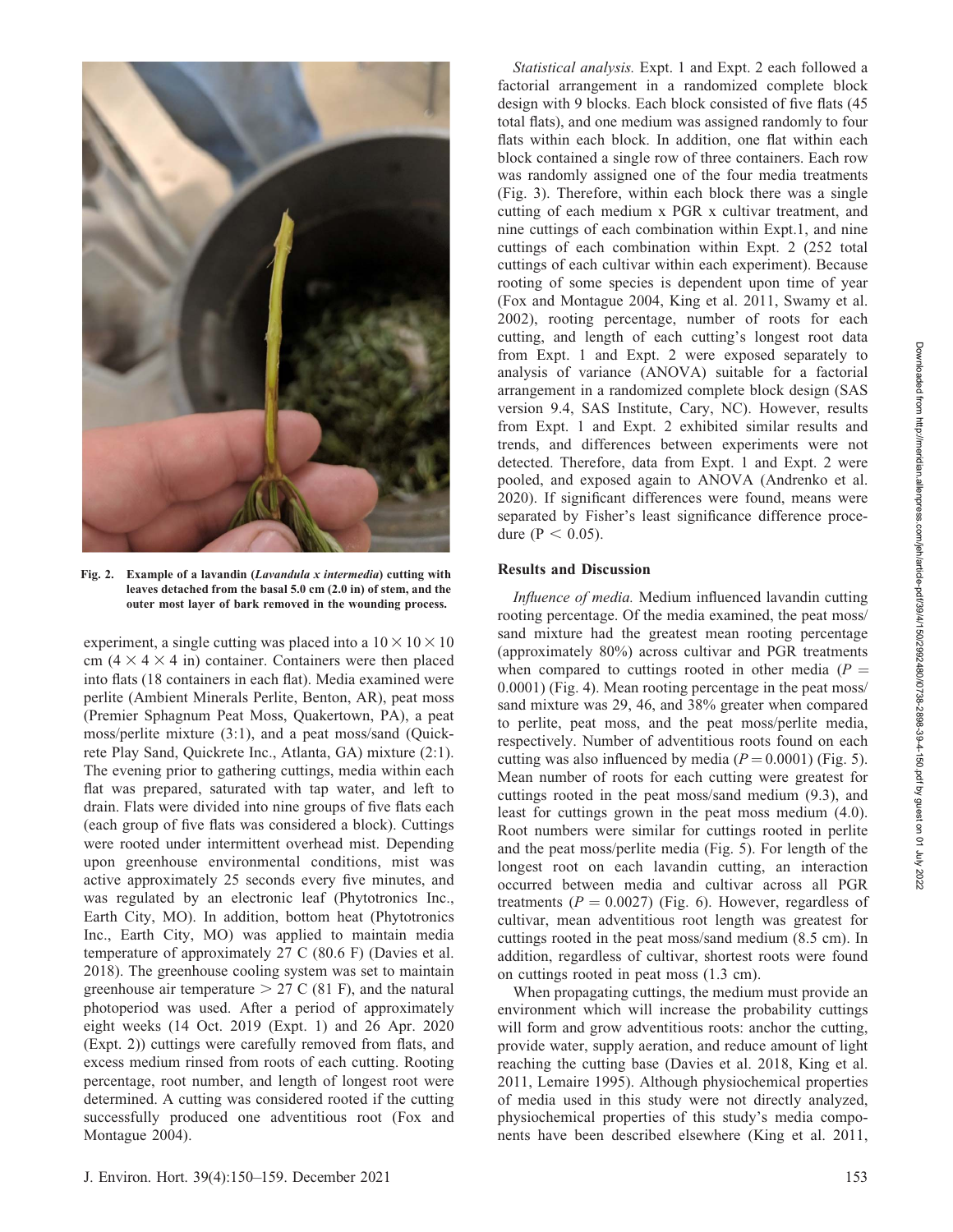Fig. 2. Example of a lavandin (*Lavandula x intermedia*) cutting with leaves detached from the basal 5.0 cm (2.0 in) of stem, and the outer most layer of bark removed in the wounding process.

experiment, a single cutting was placed into a 10 × 10 × 10 cm (4 × 4 × 4 in) container. Containers were then placed into flats (18 containers in each flat). Media examined were perlite (Ambient Minerals Perlite, Benton, AR), peat moss (Premier Sphagnum Peat Moss, Quakertown, PA), a peat moss/perlite mixture (3:1), and a peat moss/sand (Quickrete Play Sand, Quickrete Inc., Atlanta, GA) mixture (2:1). The evening prior to gathering cuttings, media within each flat was prepared, saturated with tap water, and left to drain. Flats were divided into nine groups of five flats each (each group of five flats was considered a block). Cuttings were rooted under intermittent overhead mist. Depending upon greenhouse environmental conditions, mist was active approximately 25 seconds every five minutes, and was regulated by an electronic leaf (Phytotronics Inc., Earth City, MO). In addition, bottom heat (Phytotronics Inc., Earth City, MO) was applied to maintain media temperature of approximately 27 C (80.6 F) (Davies et al. 2018). The greenhouse cooling system was set to maintain greenhouse air temperature > 27 C (81 F), and the natural photoperiod was used. After a period of approximately eight weeks (14 Oct. 2019 (Expt. 1) and 26 Apr. 2020 (Expt. 2)) cuttings were carefully removed from flats, and excess medium rinsed from roots of each cutting. Rooting percentage, root number, and length of longest root were determined. A cutting was considered rooted if the cutting successfully produced one adventitious root (Fox and Montague 2004).

*Statistical analysis.* Expt. 1 and Expt. 2 each followed a factorial arrangement in a randomized complete block design with 9 blocks. Each block consisted of five flats (45 total flats), and one medium was assigned randomly to four flats within each block. In addition, one flat within each block contained a single row of three containers. Each row was randomly assigned one of the four media treatments (Fig. 3). Therefore, within each block there was a single cutting of each medium x PGR x cultivar treatment, and nine cuttings of each combination within Expt.1, and nine cuttings of each combination within Expt. 2 (252 total cuttings of each cultivar within each experiment). Because rooting of some species is dependent upon time of year (Fox and Montague 2004, King et al. 2011, Swamy et al. 2002), rooting percentage, number of roots for each cutting, and length of each cutting's longest root data from Expt. 1 and Expt. 2 were exposed separately to analysis of variance (ANOVA) suitable for a factorial arrangement in a randomized complete block design (SAS version 9.4, SAS Institute, Cary, NC). However, results from Expt. 1 and Expt. 2 exhibited similar results and trends, and differences between experiments were not detected. Therefore, data from Expt. 1 and Expt. 2 were pooled, and exposed again to ANOVA (Andrenko et al. 2020). If significant differences were found, means were separated by Fisher's least significance difference procedure ($P < 0.05$).

## Results and Discussion

*Influence of media.* Medium influenced lavandin cutting rooting percentage. Of the media examined, the peat moss/sand mixture had the greatest mean rooting percentage (approximately 80%) across cultivar and PGR treatments when compared to cuttings rooted in other media ($P = 0.0001$) (Fig. 4). Mean rooting percentage in the peat moss/sand mixture was 29, 46, and 38% greater when compared to perlite, peat moss, and the peat moss/perlite media, respectively. Number of adventitious roots found on each cutting was also influenced by media ($P = 0.0001$) (Fig. 5). Mean number of roots for each cutting were greatest for cuttings rooted in the peat moss/sand medium (9.3), and least for cuttings grown in the peat moss medium (4.0). Root numbers were similar for cuttings rooted in perlite and the peat moss/perlite media (Fig. 5). For length of the longest root on each lavandin cutting, an interaction occurred between media and cultivar across all PGR treatments ($P = 0.0027$) (Fig. 6). However, regardless of cultivar, mean adventitious root length was greatest for cuttings rooted in the peat moss/sand medium (8.5 cm). In addition, regardless of cultivar, shortest roots were found on cuttings rooted in peat moss (1.3 cm).

When propagating cuttings, the medium must provide an environment which will increase the probability cuttings will form and grow adventitious roots: anchor the cutting, provide water, supply aeration, and reduce amount of light reaching the cutting base (Davies et al. 2018, King et al. 2011, Lemaire 1995). Although physiochemical properties of media used in this study were not directly analyzed, physiochemical properties of this study's media components have been described elsewhere (King et al. 2011,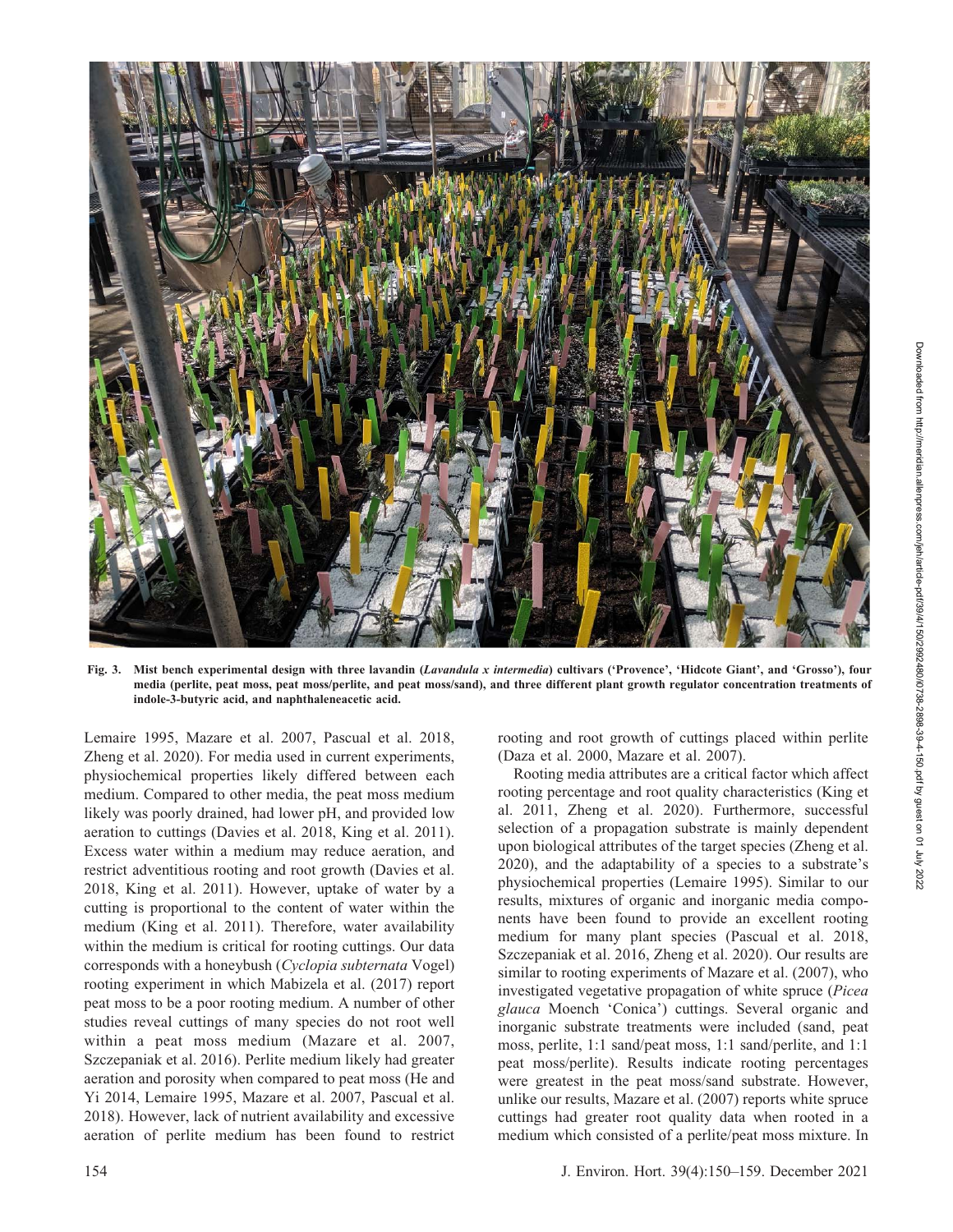Fig. 3. Mist bench experimental design with three lavandin (*Lavandula x intermedia*) cultivars ('Provence', 'Hidcote Giant', and 'Grosso'), four media (perlite, peat moss, peat moss/perlite, and peat moss/sand), and three different plant growth regulator concentration treatments of indole-3-butyric acid, and naphthaleneacetic acid.

Lemaire 1995, Mazare et al. 2007, Pascual et al. 2018, Zheng et al. 2020). For media used in current experiments, physiochemical properties likely differed between each medium. Compared to other media, the peat moss medium likely was poorly drained, had lower pH, and provided low aeration to cuttings (Davies et al. 2018, King et al. 2011). Excess water within a medium may reduce aeration, and restrict adventitious rooting and root growth (Davies et al. 2018, King et al. 2011). However, uptake of water by a cutting is proportional to the content of water within the medium (King et al. 2011). Therefore, water availability within the medium is critical for rooting cuttings. Our data corresponds with a honeybush (*Cyclopia subternata* Vogel) rooting experiment in which Mabizela et al. (2017) report peat moss to be a poor rooting medium. A number of other studies reveal cuttings of many species do not root well within a peat moss medium (Mazare et al. 2007, Szczepaniak et al. 2016). Perlite medium likely had greater aeration and porosity when compared to peat moss (He and Yi 2014, Lemaire 1995, Mazare et al. 2007, Pascual et al. 2018). However, lack of nutrient availability and excessive aeration of perlite medium has been found to restrict rooting and root growth of cuttings placed within perlite (Daza et al. 2000, Mazare et al. 2007).

Rooting media attributes are a critical factor which affect rooting percentage and root quality characteristics (King et al. 2011, Zheng et al. 2020). Furthermore, successful selection of a propagation substrate is mainly dependent upon biological attributes of the target species (Zheng et al. 2020), and the adaptability of a species to a substrate's physiochemical properties (Lemaire 1995). Similar to our results, mixtures of organic and inorganic media components have been found to provide an excellent rooting medium for many plant species (Pascual et al. 2018, Szczepaniak et al. 2016, Zheng et al. 2020). Our results are similar to rooting experiments of Mazare et al. (2007), who investigated vegetative propagation of white spruce (*Picea glauca* Moench 'Conica') cuttings. Several organic and inorganic substrate treatments were included (sand, peat moss, perlite, 1:1 sand/peat moss, 1:1 sand/perlite, and 1:1 peat moss/perlite). Results indicate rooting percentages were greatest in the peat moss/sand substrate. However, unlike our results, Mazare et al. (2007) reports white spruce cuttings had greater root quality data when rooted in a medium which consisted of a perlite/peat moss mixture. In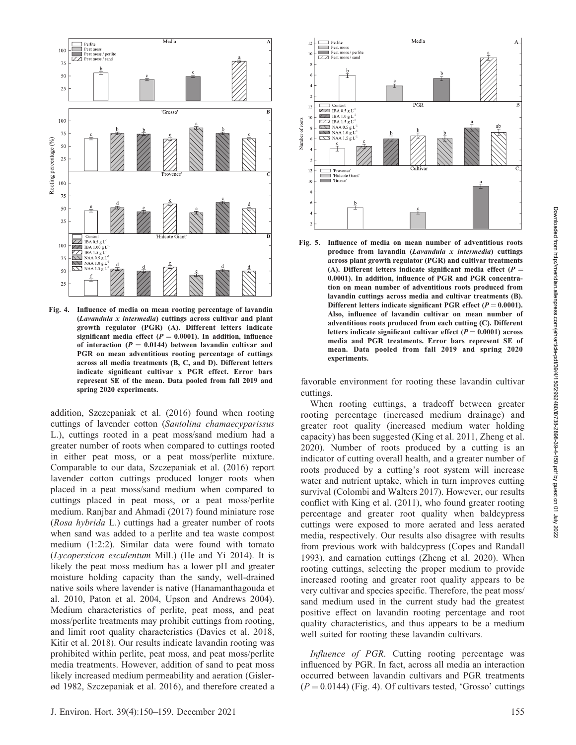Fig. 4. Influence of media on mean rooting percentage of lavandin (*Lavandula x intermedia*) cuttings across cultivar and plant growth regulator (PGR) (A). Different letters indicate significant media effect ($P = 0.0001$). In addition, influence of interaction ($P = 0.0144$) between lavandin cultivar and PGR on mean adventitious rooting percentage of cuttings across all media treatments (B, C, and D). Different letters indicate significant cultivar x PGR effect. Error bars represent SE of the mean. Data pooled from fall 2019 and spring 2020 experiments.

Fig. 5. Influence of media on mean number of adventitious roots produce from lavandin (*Lavandula x intermedia*) cuttings across plant growth regulator (PGR) and cultivar treatments (A). Different letters indicate significant media effect ($P = 0.0001$). In addition, influence of PGR and PGR concentration on mean number of adventitious roots produced from lavandin cuttings across media and cultivar treatments (B). Different letters indicate significant PGR effect ($P = 0.0001$). Also, influence of lavandin cultivar on mean number of adventitious roots produced from each cutting (C). Different letters indicate significant cultivar effect ($P = 0.0001$) across media and PGR treatments. Error bars represent SE of mean. Data pooled from fall 2019 and spring 2020 experiments.

addition, Szczepaniak et al. (2016) found when rooting cuttings of lavender cotton (*Santolina chamaecyparissus* L.), cuttings rooted in a peat moss/sand medium had a greater number of roots when compared to cuttings rooted in either peat moss, or a peat moss/perlite mixture. Comparable to our data, Szczepaniak et al. (2016) report lavender cotton cuttings produced longer roots when placed in a peat moss/sand medium when compared to cuttings placed in peat moss, or a peat moss/perlite medium. Ranjbar and Ahmadi (2017) found miniature rose (*Rosa hybrida* L.) cuttings had a greater number of roots when sand was added to a perlite and tea waste compost medium (1:2:2). Similar data were found with tomato (*Lycopersicon esculentum* Mill.) (He and Yi 2014). It is likely the peat moss medium has a lower pH and greater moisture holding capacity than the sandy, well-drained native soils where lavender is native (Hanamanthagouda et al. 2010, Paton et al. 2004, Upson and Andrews 2004). Medium characteristics of perlite, peat moss, and peat moss/perlite treatments may prohibit cuttings from rooting, and limit root quality characteristics (Davies et al. 2018, Kitir et al. 2018). Our results indicate lavandin rooting was prohibited within perlite, peat moss, and peat moss/perlite media treatments. However, addition of sand to peat moss likely increased medium permeability and aeration (Gislerød 1982, Szczepaniak et al. 2016), and therefore created a favorable environment for rooting these lavandin cultivar cuttings.

When rooting cuttings, a tradeoff between greater rooting percentage (increased medium drainage) and greater root quality (increased medium water holding capacity) has been suggested (King et al. 2011, Zheng et al. 2020). Number of roots produced by a cutting is an indicator of cutting overall health, and a greater number of roots produced by a cutting's root system will increase water and nutrient uptake, which in turn improves cutting survival (Colombi and Walters 2017). However, our results conflict with King et al. (2011), who found greater rooting percentage and greater root quality when baldcypress cuttings were exposed to more aerated and less aerated media, respectively. Our results also disagree with results from previous work with baldcypress (Copes and Randall 1993), and carnation cuttings (Zheng et al. 2020). When rooting cuttings, selecting the proper medium to provide increased rooting and greater root quality appears to be very cultivar and species specific. Therefore, the peat moss/sand medium used in the current study had the greatest positive effect on lavandin rooting percentage and root quality characteristics, and thus appears to be a medium well suited for rooting these lavandin cultivars.

*Influence of PGR.* Cutting rooting percentage was influenced by PGR. In fact, across all media an interaction occurred between lavandin cultivars and PGR treatments ($P = 0.0144$) (Fig. 4). Of cultivars tested, 'Grosso' cuttings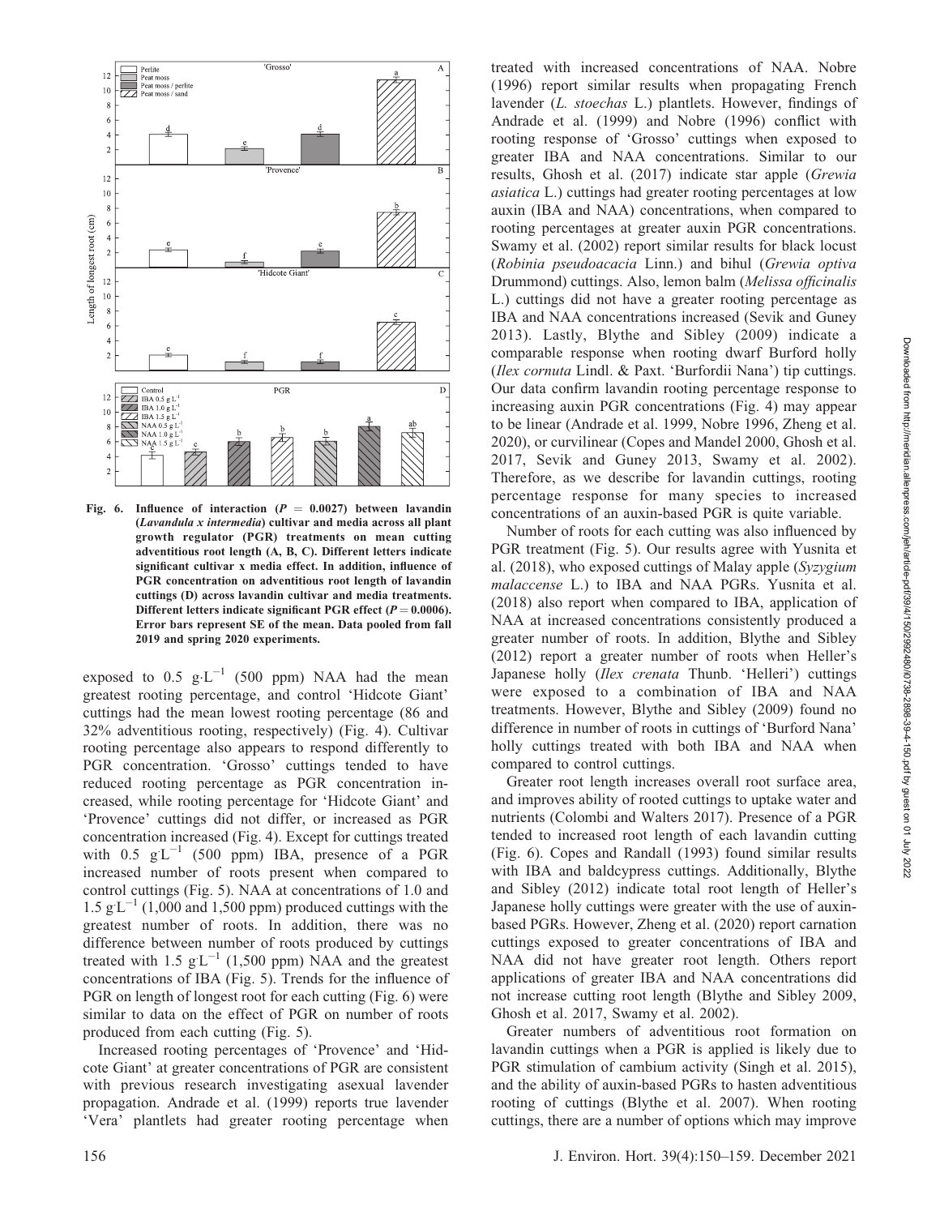Fig. 6. Influence of interaction ($P = 0.0027$) between lavandin (*Lavandula x intermedia*) cultivar and media across all plant growth regulator (PGR) treatments on mean cutting adventitious root length (A, B, C). Different letters indicate significant cultivar x media effect. In addition, influence of PGR concentration on adventitious root length of lavandin cuttings (D) across lavandin cultivar and media treatments. Different letters indicate significant PGR effect ($P = 0.0006$). Error bars represent SE of the mean. Data pooled from fall 2019 and spring 2020 experiments.

exposed to 0.5 $g \cdot L^{-1}$ (500 ppm) NAA had the mean greatest rooting percentage, and control 'Hidcote Giant' cuttings had the mean lowest rooting percentage (86 and 32% adventitious rooting, respectively) (Fig. 4). Cultivar rooting percentage also appears to respond differently to PGR concentration. 'Grosso' cuttings tended to have reduced rooting percentage as PGR concentration increased, while rooting percentage for 'Hidcote Giant' and 'Provence' cuttings did not differ, or increased as PGR concentration increased (Fig. 4). Except for cuttings treated with 0.5 $g \cdot L^{-1}$ (500 ppm) IBA, presence of a PGR increased number of roots present when compared to control cuttings (Fig. 5). NAA at concentrations of 1.0 and 1.5 $g \cdot L^{-1}$ (1,000 and 1,500 ppm) produced cuttings with the greatest number of roots. In addition, there was no difference between number of roots produced by cuttings treated with 1.5 $g \cdot L^{-1}$ (1,500 ppm) NAA and the greatest concentrations of IBA (Fig. 5). Trends for the influence of PGR on length of longest root for each cutting (Fig. 6) were similar to data on the effect of PGR on number of roots produced from each cutting (Fig. 5).

Increased rooting percentages of 'Provence' and 'Hidcote Giant' at greater concentrations of PGR are consistent with previous research investigating asexual lavender propagation. Andrade et al. (1999) reports true lavender 'Vera' plantlets had greater rooting percentage when treated with increased concentrations of NAA. Nobre (1996) report similar results when propagating French lavender (*L. stoechas* L.) plantlets. However, findings of Andrade et al. (1999) and Nobre (1996) conflict with rooting response of 'Grosso' cuttings when exposed to greater IBA and NAA concentrations. Similar to our results, Ghosh et al. (2017) indicate star apple (*Grewia asiatica* L.) cuttings had greater rooting percentages at low auxin (IBA and NAA) concentrations, when compared to rooting percentages at greater auxin PGR concentrations. Swamy et al. (2002) report similar results for black locust (*Robinia pseudoacacia* Linn.) and bihul (*Grewia optiva* Drummond) cuttings. Also, lemon balm (*Melissa officinalis* L.) cuttings did not have a greater rooting percentage as IBA and NAA concentrations increased (Sevik and Guney 2013). Lastly, Blythe and Sibley (2009) indicate a comparable response when rooting dwarf Burford holly (*Ilex cornuta* Lindl. & Paxt. 'Burfordii Nana') tip cuttings. Our data confirm lavandin rooting percentage response to increasing auxin PGR concentrations (Fig. 4) may appear to be linear (Andrade et al. 1999, Nobre 1996, Zheng et al. 2020), or curvilinear (Copes and Mandel 2000, Ghosh et al. 2017, Sevik and Guney 2013, Swamy et al. 2002). Therefore, as we describe for lavandin cuttings, rooting percentage response for many species to increased concentrations of an auxin-based PGR is quite variable.

Number of roots for each cutting was also influenced by PGR treatment (Fig. 5). Our results agree with Yusnita et al. (2018), who exposed cuttings of Malay apple (*Syzygium malaccense* L.) to IBA and NAA PGRs. Yusnita et al. (2018) also report when compared to IBA, application of NAA at increased concentrations consistently produced a greater number of roots. In addition, Blythe and Sibley (2012) report a greater number of roots when Heller's Japanese holly (*Ilex crenata* Thunb. 'Helleri') cuttings were exposed to a combination of IBA and NAA treatments. However, Blythe and Sibley (2009) found no difference in number of roots in cuttings of 'Burford Nana' holly cuttings treated with both IBA and NAA when compared to control cuttings.

Greater root length increases overall root surface area, and improves ability of rooted cuttings to uptake water and nutrients (Colombi and Walters 2017). Presence of a PGR tended to increased root length of each lavandin cutting (Fig. 6). Copes and Randall (1993) found similar results with IBA and baldcypress cuttings. Additionally, Blythe and Sibley (2012) indicate total root length of Heller's Japanese holly cuttings were greater with the use of auxin-based PGRs. However, Zheng et al. (2020) report carnation cuttings exposed to greater concentrations of IBA and NAA did not have greater root length. Others report applications of greater IBA and NAA concentrations did not increase cutting root length (Blythe and Sibley 2009, Ghosh et al. 2017, Swamy et al. 2002).

Greater numbers of adventitious root formation on lavandin cuttings when a PGR is applied is likely due to PGR stimulation of cambium activity (Singh et al. 2015), and the ability of auxin-based PGRs to hasten adventitious rooting of cuttings (Blythe et al. 2007). When rooting cuttings, there are a number of options which may improve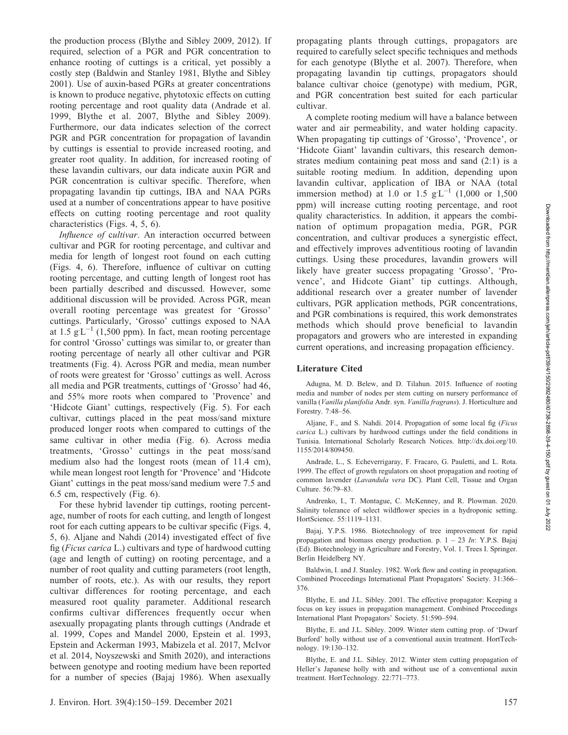the production process (Blythe and Sibley 2009, 2012). If required, selection of a PGR and PGR concentration to enhance rooting of cuttings is a critical, yet possibly a costly step (Baldwin and Stanley 1981, Blythe and Sibley 2001). Use of auxin-based PGRs at greater concentrations is known to produce negative, phytotoxic effects on cutting rooting percentage and root quality data (Andrade et al. 1999, Blythe et al. 2007, Blythe and Sibley 2009). Furthermore, our data indicates selection of the correct PGR and PGR concentration for propagation of lavandin by cuttings is essential to provide increased rooting, and greater root quality. In addition, for increased rooting of these lavandin cultivars, our data indicate auxin PGR and PGR concentration is cultivar specific. Therefore, when propagating lavandin tip cuttings, IBA and NAA PGRs used at a number of concentrations appear to have positive effects on cutting rooting percentage and root quality characteristics (Figs. 4, 5, 6).

*Influence of cultivar*. An interaction occurred between cultivar and PGR for rooting percentage, and cultivar and media for length of longest root found on each cutting (Figs. 4, 6). Therefore, influence of cultivar on cutting rooting percentage, and cutting length of longest root has been partially described and discussed. However, some additional discussion will be provided. Across PGR, mean overall rooting percentage was greatest for 'Grosso' cuttings. Particularly, 'Grosso' cuttings exposed to NAA at 1.5 $g \cdot L^{-1}$ (1,500 ppm). In fact, mean rooting percentage for control 'Grosso' cuttings was similar to, or greater than rooting percentage of nearly all other cultivar and PGR treatments (Fig. 4). Across PGR and media, mean number of roots were greatest for 'Grosso' cuttings as well. Across all media and PGR treatments, cuttings of 'Grosso' had 46, and 55% more roots when compared to 'Provence' and 'Hidcote Giant' cuttings, respectively (Fig. 5). For each cultivar, cuttings placed in the peat moss/sand mixture produced longer roots when compared to cuttings of the same cultivar in other media (Fig. 6). Across media treatments, 'Grosso' cuttings in the peat moss/sand medium also had the longest roots (mean of 11.4 cm), while mean longest root length for 'Provence' and 'Hidcote Giant' cuttings in the peat moss/sand medium were 7.5 and 6.5 cm, respectively (Fig. 6).

For these hybrid lavender tip cuttings, rooting percentage, number of roots for each cutting, and length of longest root for each cutting appears to be cultivar specific (Figs. 4, 5, 6). Aljane and Nahdi (2014) investigated effect of five fig (*Ficus carica* L.) cultivars and type of hardwood cutting (age and length of cutting) on rooting percentage, and a number of root quality and cutting parameters (root length, number of roots, etc.). As with our results, they report cultivar differences for rooting percentage, and each measured root quality parameter. Additional research confirms cultivar differences frequently occur when asexually propagating plants through cuttings (Andrade et al. 1999, Copes and Mandel 2000, Epstein et al. 1993, Epstein and Ackerman 1993, Mabizela et al. 2017, McIvor et al. 2014, Noyszewski and Smith 2020), and interactions between genotype and rooting medium have been reported for a number of species (Bajaj 1986). When asexually propagating plants through cuttings, propagators are required to carefully select specific techniques and methods for each genotype (Blythe et al. 2007). Therefore, when propagating lavandin tip cuttings, propagators should balance cultivar choice (genotype) with medium, PGR, and PGR concentration best suited for each particular cultivar.

A complete rooting medium will have a balance between water and air permeability, and water holding capacity. When propagating tip cuttings of 'Grosso', 'Provence', or 'Hidcote Giant' lavandin cultivars, this research demonstrates medium containing peat moss and sand (2:1) is a suitable rooting medium. In addition, depending upon lavandin cultivar, application of IBA or NAA (total immersion method) at 1.0 or 1.5 $g \cdot L^{-1}$ (1,000 or 1,500 ppm) will increase cutting rooting percentage, and root quality characteristics. In addition, it appears the combination of optimum propagation media, PGR, PGR concentration, and cultivar produces a synergistic effect, and effectively improves adventitious rooting of lavandin cuttings. Using these procedures, lavandin growers will likely have greater success propagating 'Grosso', 'Provence', and Hidcote Giant' tip cuttings. Although, additional research over a greater number of lavender cultivars, PGR application methods, PGR concentrations, and PGR combinations is required, this work demonstrates methods which should prove beneficial to lavandin propagators and growers who are interested in expanding current operations, and increasing propagation efficiency.

## Literature Cited

Adugna, M. D. Belew, and D. Tilahun. 2015. Influence of rooting media and number of nodes per stem cutting on nursery performance of vanilla (*Vanilla planifolia* Andr. syn. *Vanilla fragrans*). J. Horticulture and Forestry. 7:48–56.

Aljane, F., and S. Nahdi. 2014. Propagation of some local fig (*Ficus carica* L.) cultivars by hardwood cuttings under the field conditions in Tunisia. International Scholarly Research Notices. http://dx.doi.org/10.1155/2014/809450.

Andrade, L., S. Echeverrigaray, F. Fracaro, G. Pauletti, and L. Rota. 1999. The effect of growth regulators on shoot propagation and rooting of common lavender (*Lavandula vera* DC). Plant Cell, Tissue and Organ Culture. 56:79–83.

Andrenko, I., T. Montague, C. McKenney, and R. Plowman. 2020. Salinity tolerance of select wildflower species in a hydroponic setting. HortScience. 55:1119–1131.

Bajaj, Y.P.S. 1986. Biotechnology of tree improvement for rapid propagation and biomass energy production. p. 1 – 23 *In*: Y.P.S. Bajaj (Ed). Biotechnology in Agriculture and Forestry, Vol. 1. Trees I. Springer. Berlin Heidelberg NY.

Baldwin, I. and J. Stanley. 1982. Work flow and costing in propagation. Combined Proceedings International Plant Propagators' Society. 31:366–376.

Blythe, E. and J.L. Sibley. 2001. The effective propagator: Keeping a focus on key issues in propagation management. Combined Proceedings International Plant Propagators' Society. 51:590–594.

Blythe, E. and J.L. Sibley. 2009. Winter stem cutting prop. of 'Dwarf Burford' holly without use of a conventional auxin treatment. HortTechnology. 19:130–132.

Blythe, E. and J.L. Sibley. 2012. Winter stem cutting propagation of Heller's Japanese holly with and without use of a conventional auxin treatment. HortTechnology. 22:771–773.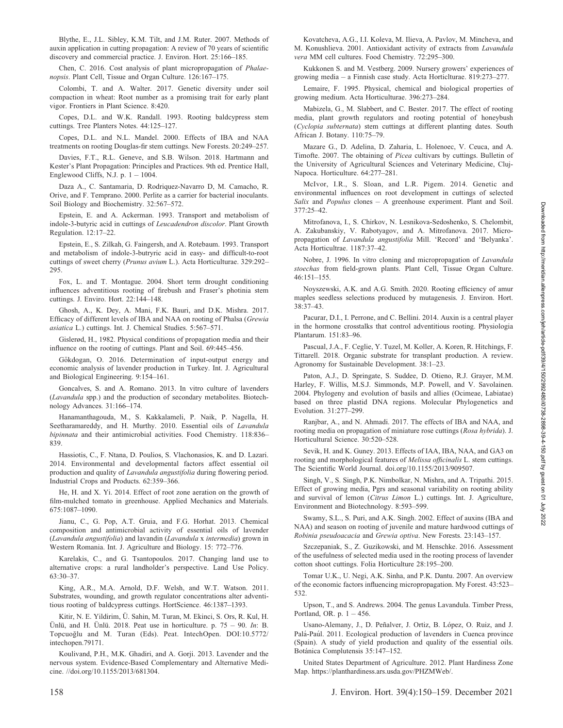Blythe, E., J.L. Sibley, K.M. Tilt, and J.M. Ruter. 2007. Methods of auxin application in cutting propagation: A review of 70 years of scientific discovery and commercial practice. J. Environ. Hort. 25:166–185.

Chen, C. 2016. Cost analysis of plant micropropagation of *Phalaenopsis*. Plant Cell, Tissue and Organ Culture. 126:167–175.

Colombi, T. and A. Walter. 2017. Genetic diversity under soil compaction in wheat: Root number as a promising trait for early plant vigor. Frontiers in Plant Science. 8:420.

Copes, D.L. and W.K. Randall. 1993. Rooting baldcypress stem cuttings. Tree Planters Notes. 44:125–127.

Copes, D.L. and N.L. Mandel. 2000. Effects of IBA and NAA treatments on rooting Douglas-fir stem cuttings. New Forests. 20:249–257.

Davies, F.T., R.L. Geneve, and S.B. Wilson. 2018. Hartmann and Kester's Plant Propagation: Principles and Practices. 9th ed. Prentice Hall, Englewood Cliffs, N.J. p. 1 – 1004.

Daza A., C. Santamaria, D. Rodriquez-Navarro D, M. Camacho, R. Orive, and F. Temprano. 2000. Perlite as a carrier for bacterial inoculants. Soil Biology and Biochemistry. 32:567–572.

Epstein, E. and A. Ackerman. 1993. Transport and metabolism of indole-3-butyric acid in cuttings of *Leucadendron discolor*. Plant Growth Regulation. 12:17–22.

Epstein, E., S. Zilkah, G. Faingersh, and A. Rotebaum. 1993. Transport and metabolism of indole-3-butryric acid in easy- and difficult-to-root cuttings of sweet cherry (*Prunus avium* L.). Acta Horticulturae. 329:292–295.

Fox, L. and T. Montague. 2004. Short term drought conditioning influences adventitious rooting of firebush and Fraser's photinia stem cuttings. J. Enviro. Hort. 22:144–148.

Ghosh, A., K. Dey, A. Mani, F.K. Bauri, and D.K. Mishra. 2017. Efficacy of different levels of IBA and NAA on rooting of Phalsa (*Grewia asiatica* L.) cuttings. Int. J. Chemical Studies. 5:567–571.

Gislerød, H., 1982. Physical conditions of propagation media and their influence on the rooting of cuttings. Plant and Soil. 69:445–456.

Gökdogan, O. 2016. Determination of input-output energy and economic analysis of lavender production in Turkey. Int. J. Agricultural and Biological Engineering. 9:154–161.

Goncalves, S. and A. Romano. 2013. In vitro culture of lavenders (*Lavandula* spp.) and the production of secondary metabolites. Biotechnology Advances. 31:166–174.

Hanamanthagouda, M., S. Kakkalameli, P. Naik, P. Nagella, H. Seetharamareddy, and H. Murthy. 2010. Essential oils of *Lavandula bipinnata* and their antimicrobial activities. Food Chemistry. 118:836–839.

Hassiotis, C., F. Ntana, D. Poulios, S. Vlachonasios, K. and D. Lazari. 2014. Environmental and developmental factors affect essential oil production and quality of *Lavandula angustifolia* during flowering period. Industrial Crops and Products. 62:359–366.

He, H. and X. Yi. 2014. Effect of root zone aeration on the growth of film-mulched tomato in greenhouse. Applied Mechanics and Materials. 675:1087–1090.

Jianu, C., G. Pop, A.T. Gruia, and F.G. Horhat. 2013. Chemical composition and antimicrobial activity of essential oils of lavender (*Lavandula angustifolia*) and lavandin (*Lavandula* x *intermedia*) grown in Western Romania. Int. J. Agriculture and Biology. 15: 772–776.

Karelakis, C., and G. Tsantopoulos. 2017. Changing land use to alternative crops: a rural landholder's perspective. Land Use Policy. 63:30–37.

King, A.R., M.A. Arnold, D.F. Welsh, and W.T. Watson. 2011. Substrates, wounding, and growth regulator concentrations alter adventitious rooting of baldcypress cuttings. HortScience. 46:1387–1393.

Kitir, N. E. Yildirim, Ü. Sahin, M. Turan, M. Ekinci, S. Ors, R. Kul, H. Ünlü, and H. Ünlü. 2018. Peat use in horticulture. p. 75 – 90. *In*: B. Topcuoğlu and M. Turan (Eds). Peat. IntechOpen. DOI:10.5772/intechopen.79171.

Koulivand, P.H., M.K. Ghadiri, and A. Gorji. 2013. Lavender and the nervous system. Evidence-Based Complementary and Alternative Medicine. //doi.org/10.1155/2013/681304.

Kovatcheva, A.G., I.I. Koleva, M. Ilieva, A. Pavlov, M. Mincheva, and M. Konushlieva. 2001. Antioxidant activity of extracts from *Lavandula vera* MM cell cultures. Food Chemistry. 72:295–300.

Kukkonen S. and M. Vestberg. 2009. Nursery growers' experiences of growing media – a Finnish case study. Acta Horticlturae. 819:273–277.

Lemaire, F. 1995. Physical, chemical and biological properties of growing medium. Acta Horticulturae. 396:273–284.

Mabizela, G., M. Slabbert, and C. Bester. 2017. The effect of rooting media, plant growth regulators and rooting potential of honeybush (*Cyclopia subternata*) stem cuttings at different planting dates. South African J. Botany. 110:75–79.

Mazare G., D. Adelina, D. Zaharia, L. Holenoec, V. Ceuca, and A. Timofte. 2007. The obtaining of *Picea* cultivars by cuttings. Bulletin of the University of Agricultural Sciences and Veterinary Medicine, Cluj-Napoca. Horticulture. 64:277–281.

McIvor, I.R., S. Sloan, and L.R. Pigem. 2014. Genetic and environmental influences on root development in cuttings of selected *Salix* and *Populus* clones – A greenhouse experiment. Plant and Soil. 377:25–42.

Mitrofanova, I., S. Chirkov, N. Lesnikova-Sedoshenko, S. Chelombit, A. Zakubanskiy, V. Rabotyagov, and A. Mitrofanova. 2017. Micropropagation of *Lavandula angustifolia* Mill. 'Record' and 'Belyanka'. Acta Horticultrae. 1187:37–42.

Nobre, J. 1996. In vitro cloning and micropropagation of *Lavandula stoechas* from field-grown plants. Plant Cell, Tissue Organ Culture. 46:151–155.

Noyszewski, A.K. and A.G. Smith. 2020. Rooting efficiency of amur maples seedless selections produced by mutagenesis. J. Environ. Hort. 38:37–43.

Pacurar, D.I., I. Perrone, and C. Bellini. 2014. Auxin is a central player in the hormone crosstalks that control adventitious rooting. Physiologia Plantarum. 151:83–96.

Pascual, J.A., F. Ceglie, Y. Tuzel, M. Koller, A. Koren, R. Hitchings, F. Tittarell. 2018. Organic substrate for transplant production. A review. Agronomy for Sustainable Development. 38:1–23.

Paton, A.J., D. Springate, S. Suddee, D. Otieno, R.J. Grayer, M.M. Harley, F. Willis, M.S.J. Simmonds, M.P. Powell, and V. Savolainen. 2004. Phylogeny and evolution of basils and allies (Ocimeae, Labiatae) based on three plastid DNA regions. Molecular Phylogenetics and Evolution. 31:277–299.

Ranjbar, A., and N. Ahmadi. 2017. The effects of IBA and NAA, and rooting media on propagation of miniature rose cuttings (*Rosa hybrida*). J. Horticultural Science. 30:520–528.

Sevik, H. and K. Guney. 2013. Effects of IAA, IBA, NAA, and GA3 on rooting and morphological features of *Melissa officinalis* L. stem cuttings. The Scientific World Journal. doi.org/10.1155/2013/909507.

Singh, V., S. Singh, P.K. Nimbolkar, N. Mishra, and A. Tripathi. 2015. Effect of growing media, Pgrs and seasonal variability on rooting ability and survival of lemon (*Citrus Limon* L.) cuttings. Int. J. Agriculture, Environment and Biotechnology. 8:593–599.

Swamy, S.L., S. Puri, and A.K. Singh. 2002. Effect of auxins (IBA and NAA) and season on rooting of juvenile and mature hardwood cuttings of *Robinia pseudoacacia* and *Grewia optiva*. New Forests. 23:143–157.

Szczepaniak, S., Z. Guzikowski, and M. Henschke. 2016. Assessment of the usefulness of selected media used in the rooting process of lavender cotton shoot cuttings. Folia Horticulture 28:195–200.

Tomar U.K., U. Negi, A.K. Sinha, and P.K. Dantu. 2007. An overview of the economic factors influencing micropropagation. My Forest. 43:523–532.

Upson, T., and S. Andrews. 2004. The genus Lavandula. Timber Press, Portland, OR. p. 1 – 456.

Usano-Alemany, J., D. Peñalver, J. Ortiz, B. López, O. Ruiz, and J. Palá-Paúl. 2011. Ecological production of lavenders in Cuenca province (Spain). A study of yield production and quality of the essential oils. Botánica Complutensis 35:147–152.

United States Department of Agriculture. 2012. Plant Hardiness Zone Map. https://planthardiness.ars.usda.gov/PHZMWeb/.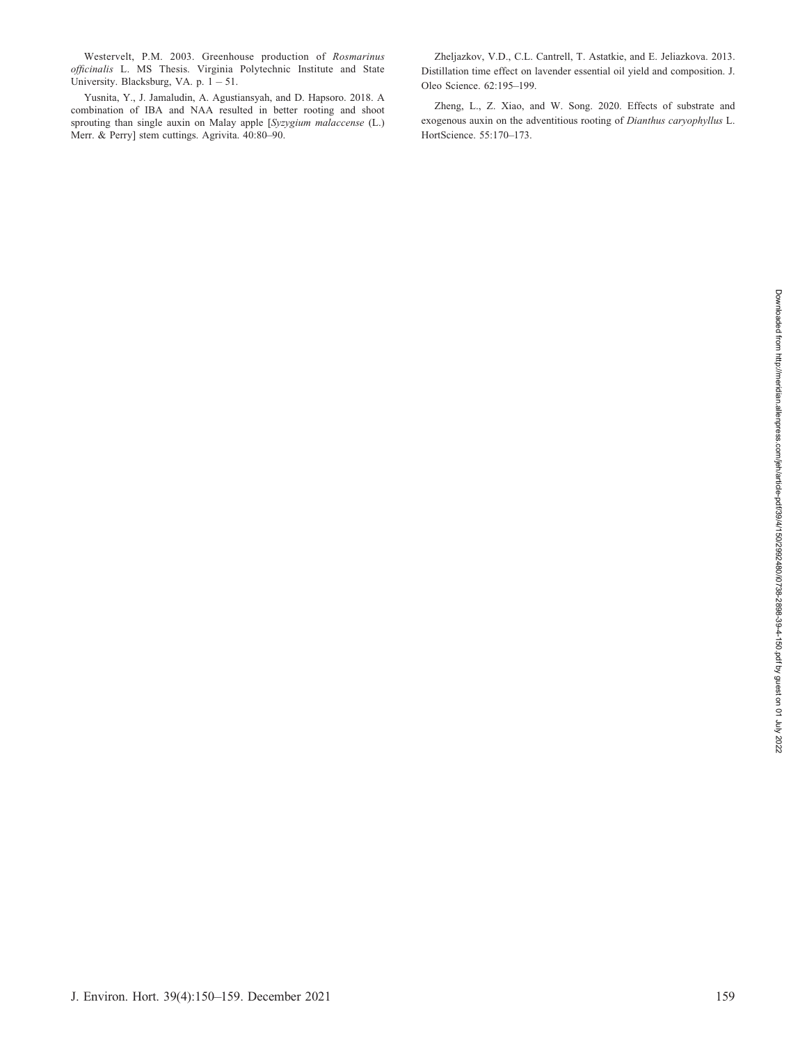Westervelt, P.M. 2003. Greenhouse production of *Rosmarinus officinalis* L. MS Thesis. Virginia Polytechnic Institute and State University. Blacksburg, VA. p. 1 – 51.

Yusnita, Y., J. Jamaludin, A. Agustiansyah, and D. Hapsoro. 2018. A combination of IBA and NAA resulted in better rooting and shoot sprouting than single auxin on Malay apple [*Syzygium malaccense* (L.) Merr. & Perry] stem cuttings. Agrivita. 40:80–90.

Zheljazkov, V.D., C.L. Cantrell, T. Astatkie, and E. Jeliazkova. 2013. Distillation time effect on lavender essential oil yield and composition. J. Oleo Science. 62:195–199.

Zheng, L., Z. Xiao, and W. Song. 2020. Effects of substrate and exogenous auxin on the adventitious rooting of *Dianthus caryophyllus* L. HortScience. 55:170–173.